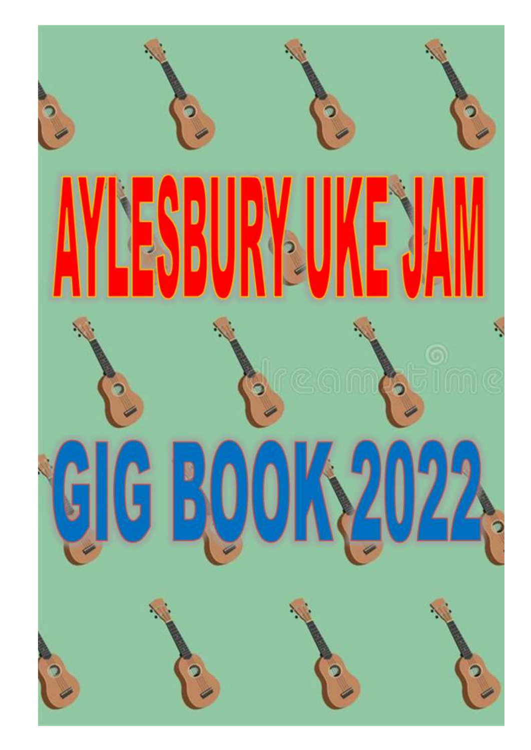# AYLESBURY UKE JAM

# GIG BOOK 2022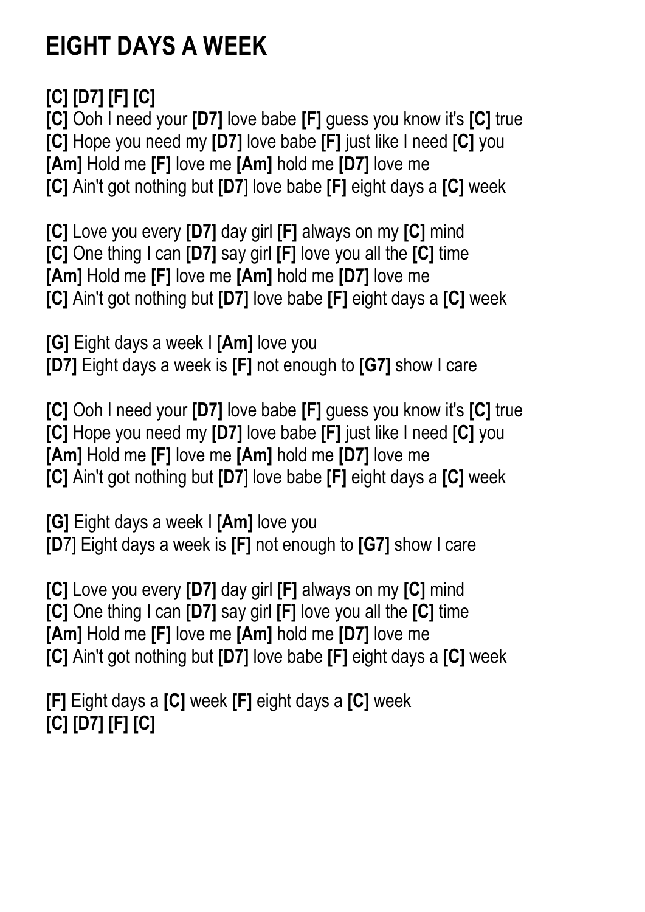# EIGHT DAYS A WEEK

**[C] [D7] [F] [C]**
**[C]** Ooh I need your **[D7]** love babe **[F]** guess you know it's **[C]** true
**[C]** Hope you need my **[D7]** love babe **[F]** just like I need **[C]** you
**[Am]** Hold me **[F]** love me **[Am]** hold me **[D7]** love me
**[C]** Ain't got nothing but **[D7]** love babe **[F]** eight days a **[C]** week

**[C]** Love you every **[D7]** day girl **[F]** always on my **[C]** mind
**[C]** One thing I can **[D7]** say girl **[F]** love you all the **[C]** time
**[Am]** Hold me **[F]** love me **[Am]** hold me **[D7]** love me
**[C]** Ain't got nothing but **[D7]** love babe **[F]** eight days a **[C]** week

**[G]** Eight days a week I **[Am]** love you
**[D7]** Eight days a week is **[F]** not enough to **[G7]** show I care

**[C]** Ooh I need your **[D7]** love babe **[F]** guess you know it's **[C]** true
**[C]** Hope you need my **[D7]** love babe **[F]** just like I need **[C]** you
**[Am]** Hold me **[F]** love me **[Am]** hold me **[D7]** love me
**[C]** Ain't got nothing but **[D7]** love babe **[F]** eight days a **[C]** week

**[G]** Eight days a week I **[Am]** love you
**[D7]** Eight days a week is **[F]** not enough to **[G7]** show I care

**[C]** Love you every **[D7]** day girl **[F]** always on my **[C]** mind
**[C]** One thing I can **[D7]** say girl **[F]** love you all the **[C]** time
**[Am]** Hold me **[F]** love me **[Am]** hold me **[D7]** love me
**[C]** Ain't got nothing but **[D7]** love babe **[F]** eight days a **[C]** week

**[F]** Eight days a **[C]** week **[F]** eight days a **[C]** week
**[C] [D7] [F] [C]**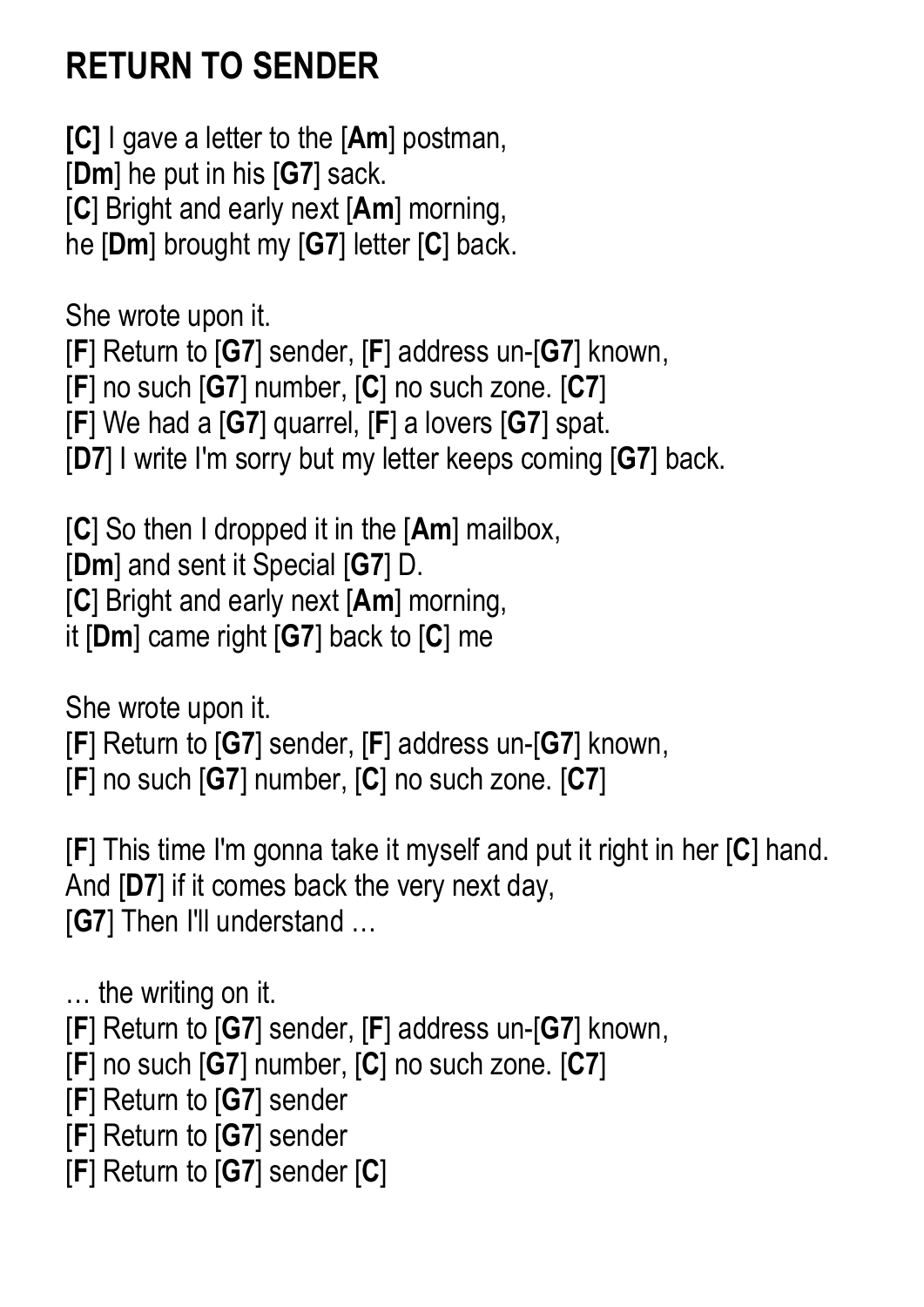# RETURN TO SENDER

**[C]** I gave a letter to the [**Am**] postman,
[**Dm**] he put in his [**G7**] sack.
[**C**] Bright and early next [**Am**] morning,
he [**Dm**] brought my [**G7**] letter [**C**] back.

She wrote upon it.
[**F**] Return to [**G7**] sender, [**F**] address un-[**G7**] known,
[**F**] no such [**G7**] number, [**C**] no such zone. [**C7**]
[**F**] We had a [**G7**] quarrel, [**F**] a lovers [**G7**] spat.
[**D7**] I write I'm sorry but my letter keeps coming [**G7**] back.

[**C**] So then I dropped it in the [**Am**] mailbox,
[**Dm**] and sent it Special [**G7**] D.
[**C**] Bright and early next [**Am**] morning,
it [**Dm**] came right [**G7**] back to [**C**] me

She wrote upon it.
[**F**] Return to [**G7**] sender, [**F**] address un-[**G7**] known,
[**F**] no such [**G7**] number, [**C**] no such zone. [**C7**]

[**F**] This time I'm gonna take it myself and put it right in her [**C**] hand.
And [**D7**] if it comes back the very next day,
[**G7**] Then I'll understand …

… the writing on it.
[**F**] Return to [**G7**] sender, [**F**] address un-[**G7**] known,
[**F**] no such [**G7**] number, [**C**] no such zone. [**C7**]
[**F**] Return to [**G7**] sender
[**F**] Return to [**G7**] sender
[**F**] Return to [**G7**] sender [**C**]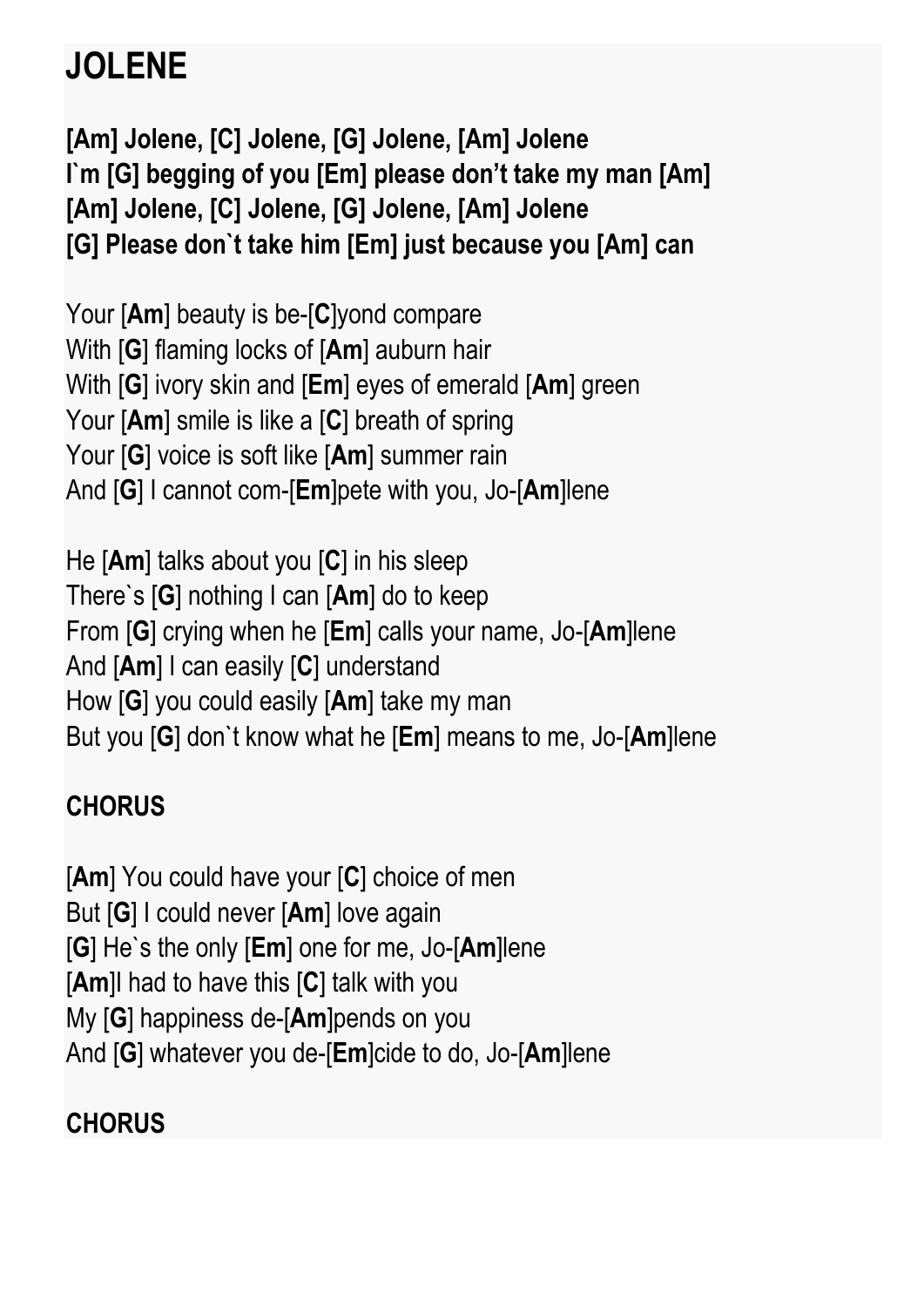# JOLENE

**[Am] Jolene, [C] Jolene, [G] Jolene, [Am] Jolene**
**I`m [G] begging of you [Em] please don't take my man [Am]**
**[Am] Jolene, [C] Jolene, [G] Jolene, [Am] Jolene**
**[G] Please don`t take him [Em] just because you [Am] can**

Your [**Am**] beauty is be-[**C**]yond compare
With [**G**] flaming locks of [**Am**] auburn hair
With [**G**] ivory skin and [**Em**] eyes of emerald [**Am**] green
Your [**Am**] smile is like a [**C**] breath of spring
Your [**G**] voice is soft like [**Am**] summer rain
And [**G**] I cannot com-[**Em**]pete with you, Jo-[**Am**]lene

He [**Am**] talks about you [**C**] in his sleep
There`s [**G**] nothing I can [**Am**] do to keep
From [**G**] crying when he [**Em**] calls your name, Jo-[**Am**]lene
And [**Am**] I can easily [**C**] understand
How [**G**] you could easily [**Am**] take my man
But you [**G**] don`t know what he [**Em**] means to me, Jo-[**Am**]lene

**CHORUS**

[**Am**] You could have your [**C**] choice of men
But [**G**] I could never [**Am**] love again
[**G**] He`s the only [**Em**] one for me, Jo-[**Am**]lene
[**Am**]I had to have this [**C**] talk with you
My [**G**] happiness de-[**Am**]pends on you
And [**G**] whatever you de-[**Em**]cide to do, Jo-[**Am**]lene

**CHORUS**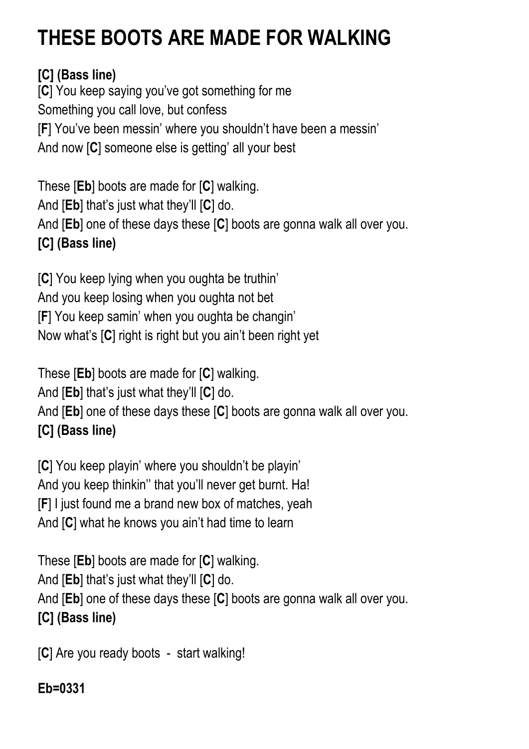# THESE BOOTS ARE MADE FOR WALKING

**[C] (Bass line)**
[**C**] You keep saying you've got something for me
Something you call love, but confess
[**F**] You've been messin' where you shouldn't have been a messin'
And now [**C**] someone else is getting' all your best

These [**Eb**] boots are made for [**C**] walking.
And [**Eb**] that's just what they'll [**C**] do.
And [**Eb**] one of these days these [**C**] boots are gonna walk all over you.
**[C] (Bass line)**

[**C**] You keep lying when you oughta be truthin'
And you keep losing when you oughta not bet
[**F**] You keep samin' when you oughta be changin'
Now what's [**C**] right is right but you ain't been right yet

These [**Eb**] boots are made for [**C**] walking.
And [**Eb**] that's just what they'll [**C**] do.
And [**Eb**] one of these days these [**C**] boots are gonna walk all over you.
**[C] (Bass line)**

[**C**] You keep playin' where you shouldn't be playin'
And you keep thinkin'' that you'll never get burnt. Ha!
[**F**] I just found me a brand new box of matches, yeah
And [**C**] what he knows you ain't had time to learn

These [**Eb**] boots are made for [**C**] walking.
And [**Eb**] that's just what they'll [**C**] do.
And [**Eb**] one of these days these [**C**] boots are gonna walk all over you.
**[C] (Bass line)**

[**C**] Are you ready boots - start walking!

**Eb=0331**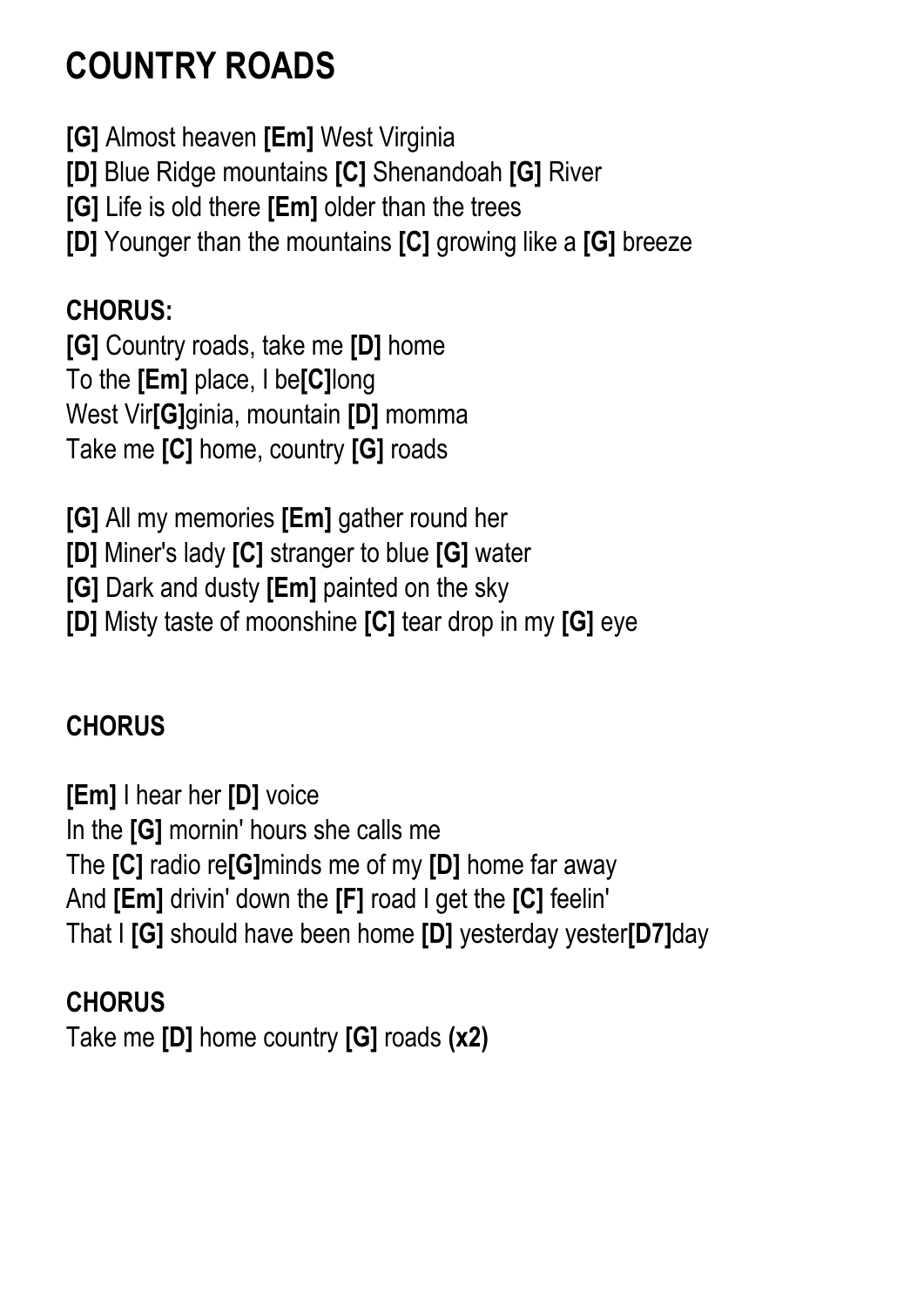# COUNTRY ROADS

**[G]** Almost heaven **[Em]** West Virginia
**[D]** Blue Ridge mountains **[C]** Shenandoah **[G]** River
**[G]** Life is old there **[Em]** older than the trees
**[D]** Younger than the mountains **[C]** growing like a **[G]** breeze

**CHORUS:**
**[G]** Country roads, take me **[D]** home
To the **[Em]** place, I be**[C]**long
West Vir**[G]**ginia, mountain **[D]** momma
Take me **[C]** home, country **[G]** roads

**[G]** All my memories **[Em]** gather round her
**[D]** Miner's lady **[C]** stranger to blue **[G]** water
**[G]** Dark and dusty **[Em]** painted on the sky
**[D]** Misty taste of moonshine **[C]** tear drop in my **[G]** eye

**CHORUS**

**[Em]** I hear her **[D]** voice
In the **[G]** mornin' hours she calls me
The **[C]** radio re**[G]**minds me of my **[D]** home far away
And **[Em]** drivin' down the **[F]** road I get the **[C]** feelin'
That I **[G]** should have been home **[D]** yesterday yester**[D7]**day

**CHORUS**
Take me **[D]** home country **[G]** roads **(x2)**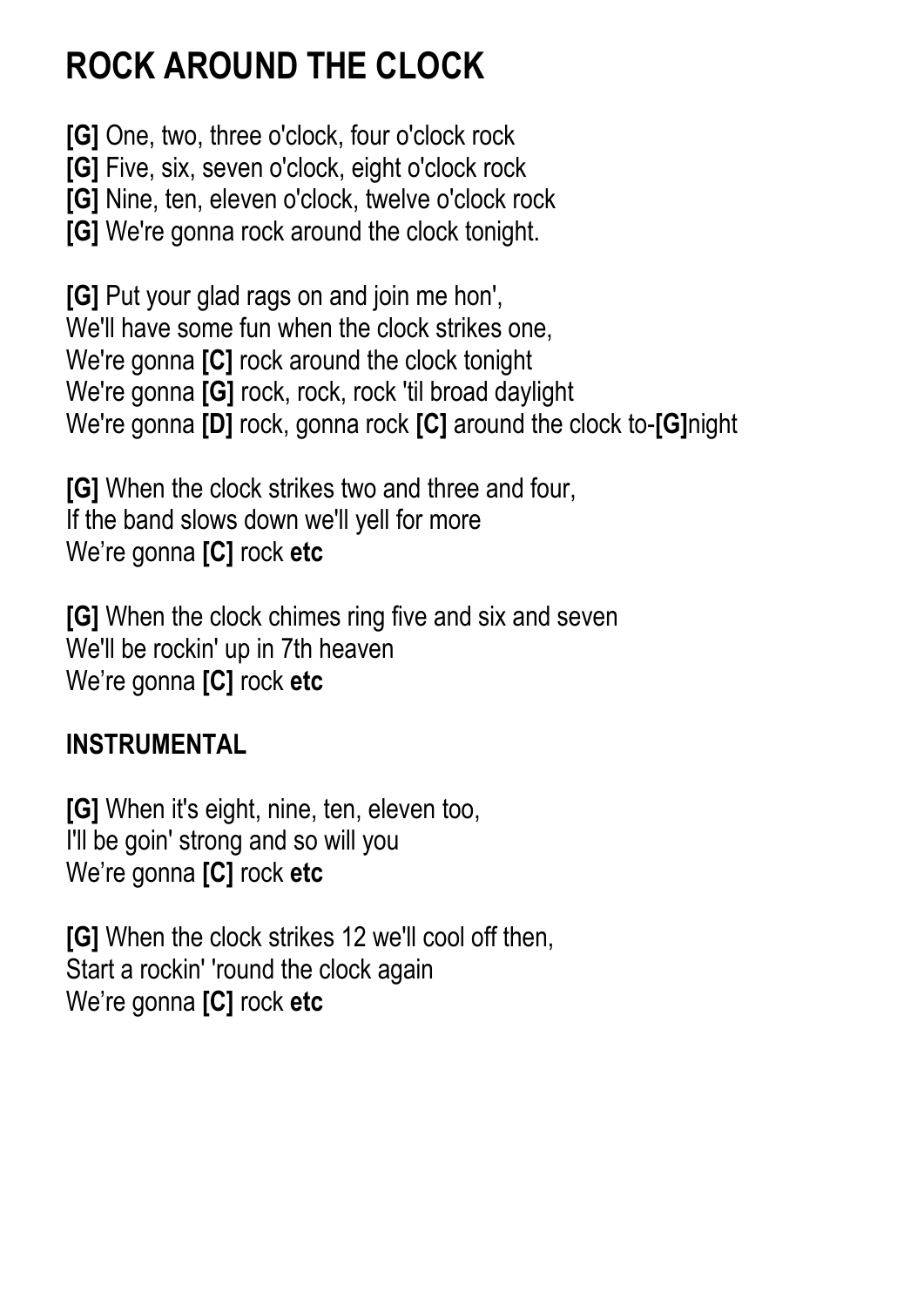# ROCK AROUND THE CLOCK

**[G]** One, two, three o'clock, four o'clock rock
**[G]** Five, six, seven o'clock, eight o'clock rock
**[G]** Nine, ten, eleven o'clock, twelve o'clock rock
**[G]** We're gonna rock around the clock tonight.

**[G]** Put your glad rags on and join me hon',
We'll have some fun when the clock strikes one,
We're gonna **[C]** rock around the clock tonight
We're gonna **[G]** rock, rock, rock 'til broad daylight
We're gonna **[D]** rock, gonna rock **[C]** around the clock to-**[G]**night

**[G]** When the clock strikes two and three and four,
If the band slows down we'll yell for more
We're gonna **[C]** rock **etc**

**[G]** When the clock chimes ring five and six and seven
We'll be rockin' up in 7th heaven
We're gonna **[C]** rock **etc**

**INSTRUMENTAL**

**[G]** When it's eight, nine, ten, eleven too,
I'll be goin' strong and so will you
We're gonna **[C]** rock **etc**

**[G]** When the clock strikes 12 we'll cool off then,
Start a rockin' 'round the clock again
We're gonna **[C]** rock **etc**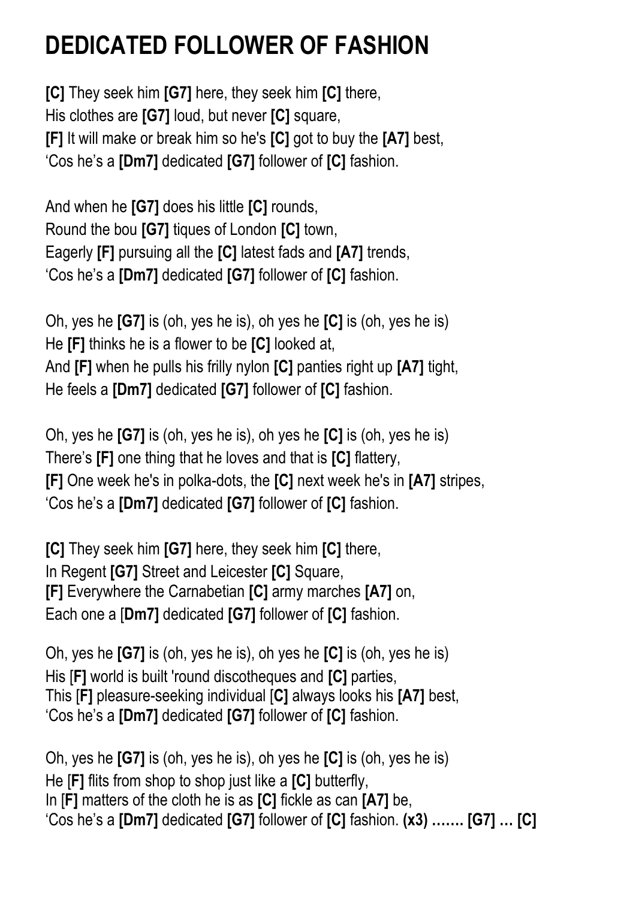# DEDICATED FOLLOWER OF FASHION

**[C]** They seek him **[G7]** here, they seek him **[C]** there,
His clothes are **[G7]** loud, but never **[C]** square,
**[F]** It will make or break him so he's **[C]** got to buy the **[A7]** best,
'Cos he's a **[Dm7]** dedicated **[G7]** follower of **[C]** fashion.

And when he **[G7]** does his little **[C]** rounds,
Round the bou **[G7]** tiques of London **[C]** town,
Eagerly **[F]** pursuing all the **[C]** latest fads and **[A7]** trends,
'Cos he's a **[Dm7]** dedicated **[G7]** follower of **[C]** fashion.

Oh, yes he **[G7]** is (oh, yes he is), oh yes he **[C]** is (oh, yes he is)
He **[F]** thinks he is a flower to be **[C]** looked at,
And **[F]** when he pulls his frilly nylon **[C]** panties right up **[A7]** tight,
He feels a **[Dm7]** dedicated **[G7]** follower of **[C]** fashion.

Oh, yes he **[G7]** is (oh, yes he is), oh yes he **[C]** is (oh, yes he is)
There's **[F]** one thing that he loves and that is **[C]** flattery,
**[F]** One week he's in polka-dots, the **[C]** next week he's in **[A7]** stripes,
'Cos he's a **[Dm7]** dedicated **[G7]** follower of **[C]** fashion.

**[C]** They seek him **[G7]** here, they seek him **[C]** there,
In Regent **[G7]** Street and Leicester **[C]** Square,
**[F]** Everywhere the Carnabetian **[C]** army marches **[A7]** on,
Each one a [**Dm7]** dedicated **[G7]** follower of **[C]** fashion.

Oh, yes he **[G7]** is (oh, yes he is), oh yes he **[C]** is (oh, yes he is)
His [**F]** world is built 'round discotheques and **[C]** parties,
This [**F]** pleasure-seeking individual [**C]** always looks his **[A7]** best,
'Cos he's a **[Dm7]** dedicated **[G7]** follower of **[C]** fashion.

Oh, yes he **[G7]** is (oh, yes he is), oh yes he **[C]** is (oh, yes he is)
He [**F]** flits from shop to shop just like a **[C]** butterfly,
In [**F]** matters of the cloth he is as **[C]** fickle as can **[A7]** be,
'Cos he's a **[Dm7]** dedicated **[G7]** follower of **[C]** fashion. **(x3) ……. [G7] … [C]**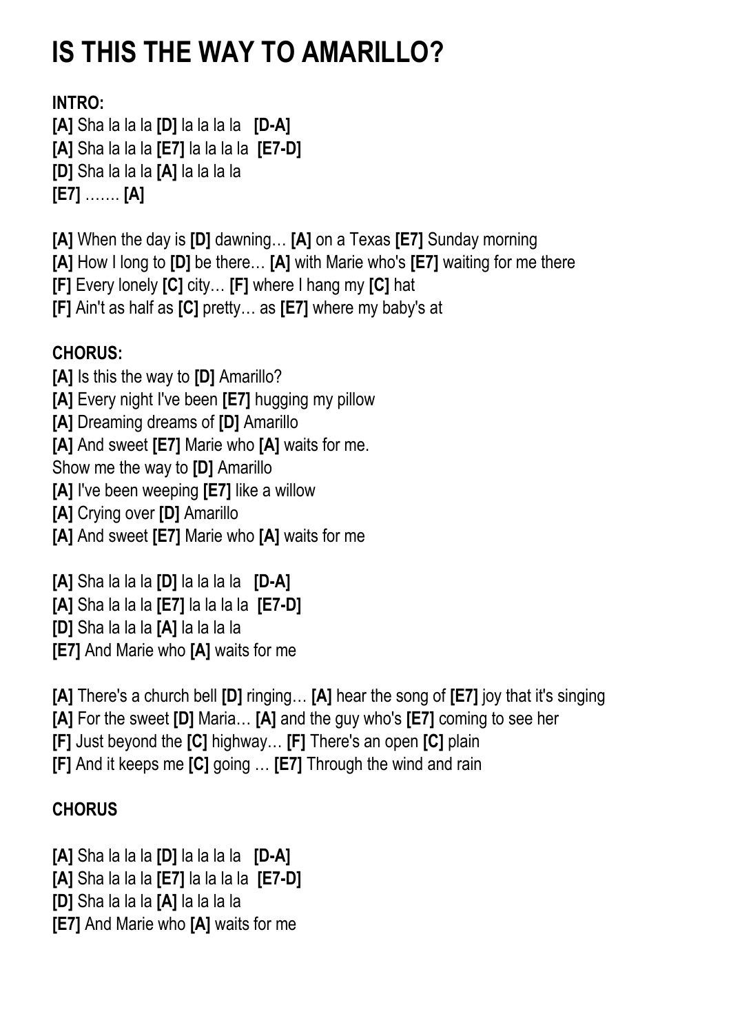# IS THIS THE WAY TO AMARILLO?

**INTRO:**

**[A]** Sha la la la **[D]** la la la la **[D-A]**
**[A]** Sha la la la **[E7]** la la la la **[E7-D]**
**[D]** Sha la la la **[A]** la la la la
**[E7]** ……. **[A]**

**[A]** When the day is **[D]** dawning… **[A]** on a Texas **[E7]** Sunday morning
**[A]** How I long to **[D]** be there… **[A]** with Marie who's **[E7]** waiting for me there
**[F]** Every lonely **[C]** city… **[F]** where I hang my **[C]** hat
**[F]** Ain't as half as **[C]** pretty… as **[E7]** where my baby's at

**CHORUS:**

**[A]** Is this the way to **[D]** Amarillo?
**[A]** Every night I've been **[E7]** hugging my pillow
**[A]** Dreaming dreams of **[D]** Amarillo
**[A]** And sweet **[E7]** Marie who **[A]** waits for me.
Show me the way to **[D]** Amarillo
**[A]** I've been weeping **[E7]** like a willow
**[A]** Crying over **[D]** Amarillo
**[A]** And sweet **[E7]** Marie who **[A]** waits for me

**[A]** Sha la la la **[D]** la la la la **[D-A]**
**[A]** Sha la la la **[E7]** la la la la **[E7-D]**
**[D]** Sha la la la **[A]** la la la la
**[E7]** And Marie who **[A]** waits for me

**[A]** There's a church bell **[D]** ringing… **[A]** hear the song of **[E7]** joy that it's singing
**[A]** For the sweet **[D]** Maria… **[A]** and the guy who's **[E7]** coming to see her
**[F]** Just beyond the **[C]** highway… **[F]** There's an open **[C]** plain
**[F]** And it keeps me **[C]** going … **[E7]** Through the wind and rain

**CHORUS**

**[A]** Sha la la la **[D]** la la la la **[D-A]**
**[A]** Sha la la la **[E7]** la la la la **[E7-D]**
**[D]** Sha la la la **[A]** la la la la
**[E7]** And Marie who **[A]** waits for me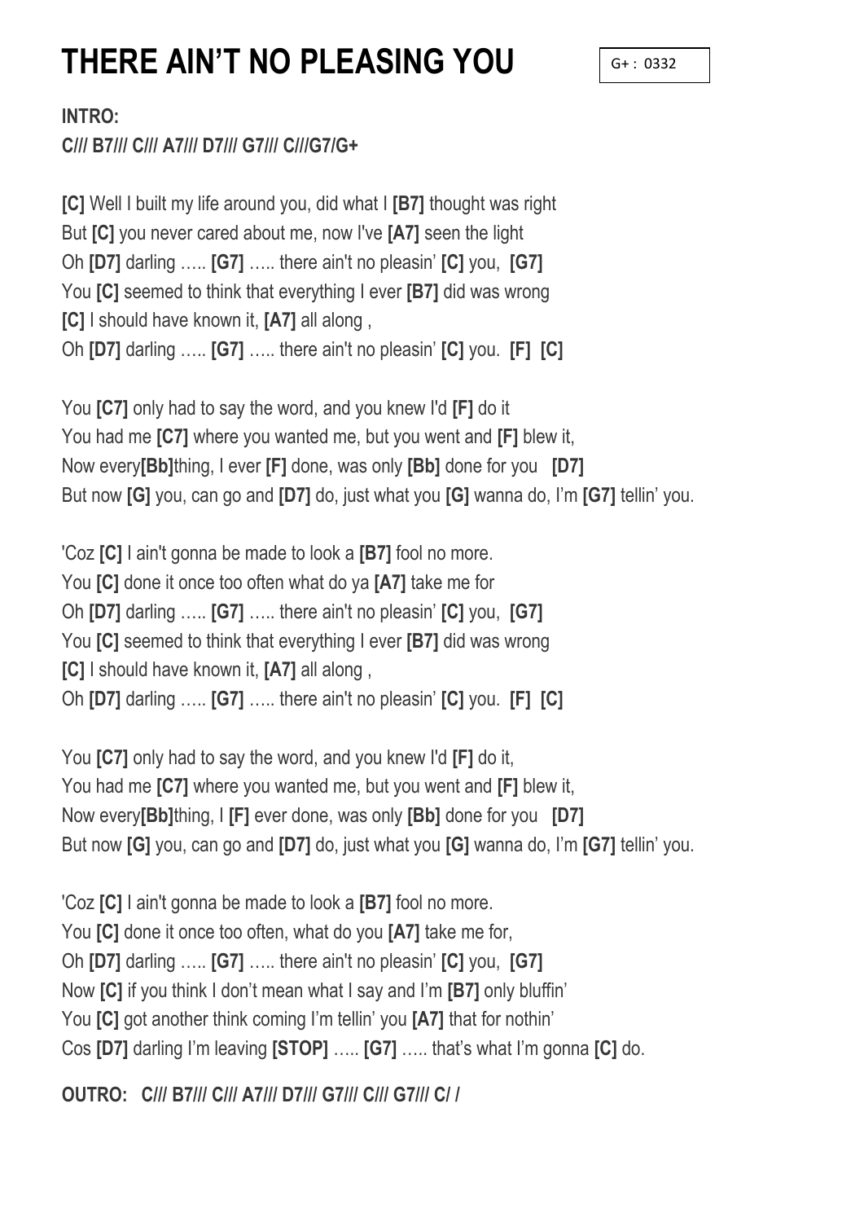# THERE AIN'T NO PLEASING YOU

G+ : 0332

**INTRO:**
**C/// B7/// C/// A7/// D7/// G7/// C///G7/G+**

**[C]** Well I built my life around you, did what I **[B7]** thought was right
But **[C]** you never cared about me, now I've **[A7]** seen the light
Oh **[D7]** darling ….. **[G7]** ….. there ain't no pleasin' **[C]** you, **[G7]**
You **[C]** seemed to think that everything I ever **[B7]** did was wrong
**[C]** I should have known it, **[A7]** all along ,
Oh **[D7]** darling ….. **[G7]** ….. there ain't no pleasin' **[C]** you. **[F]** **[C]**

You **[C7]** only had to say the word, and you knew I'd **[F]** do it
You had me **[C7]** where you wanted me, but you went and **[F]** blew it,
Now every**[Bb]**thing, I ever **[F]** done, was only **[Bb]** done for you **[D7]**
But now **[G]** you, can go and **[D7]** do, just what you **[G]** wanna do, I'm **[G7]** tellin' you.

'Coz **[C]** I ain't gonna be made to look a **[B7]** fool no more.
You **[C]** done it once too often what do ya **[A7]** take me for
Oh **[D7]** darling ….. **[G7]** ….. there ain't no pleasin' **[C]** you, **[G7]**
You **[C]** seemed to think that everything I ever **[B7]** did was wrong
**[C]** I should have known it, **[A7]** all along ,
Oh **[D7]** darling ….. **[G7]** ….. there ain't no pleasin' **[C]** you. **[F]** **[C]**

You **[C7]** only had to say the word, and you knew I'd **[F]** do it,
You had me **[C7]** where you wanted me, but you went and **[F]** blew it,
Now every**[Bb]**thing, I **[F]** ever done, was only **[Bb]** done for you **[D7]**
But now **[G]** you, can go and **[D7]** do, just what you **[G]** wanna do, I'm **[G7]** tellin' you.

'Coz **[C]** I ain't gonna be made to look a **[B7]** fool no more.
You **[C]** done it once too often, what do you **[A7]** take me for,
Oh **[D7]** darling ….. **[G7]** ….. there ain't no pleasin' **[C]** you, **[G7]**
Now **[C]** if you think I don't mean what I say and I'm **[B7]** only bluffin'
You **[C]** got another think coming I'm tellin' you **[A7]** that for nothin'
Cos **[D7]** darling I'm leaving **[STOP]** ….. **[G7]** ….. that's what I'm gonna **[C]** do.

**OUTRO: C/// B7/// C/// A7/// D7/// G7/// C/// G7/// C/ /**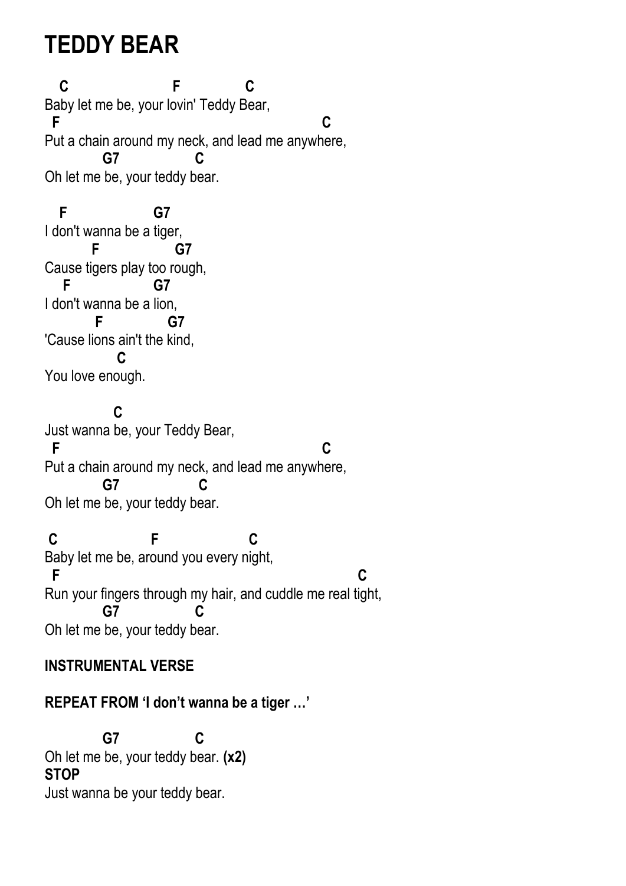# TEDDY BEAR

```
   C                   F            C
Baby let me be, your lovin' Teddy Bear,
 F                                          C
Put a chain around my neck, and lead me anywhere,
          G7              C
Oh let me be, your teddy bear.

  F              G7
I don't wanna be a tiger,
       F              G7
Cause tigers play too rough,
  F              G7
I don't wanna be a lion,
      F             G7
'Cause lions ain't the kind,
            C
You love enough.

            C
Just wanna be, your Teddy Bear,
 F                                          C
Put a chain around my neck, and lead me anywhere,
          G7              C
Oh let me be, your teddy bear.

 C               F              C
Baby let me be, around you every night,
 F                                                C
Run your fingers through my hair, and cuddle me real tight,
          G7              C
Oh let me be, your teddy bear.
```

**INSTRUMENTAL VERSE**

**REPEAT FROM 'I don't wanna be a tiger …'**

```
          G7              C
Oh let me be, your teddy bear. (x2)
```

**STOP**

Just wanna be your teddy bear.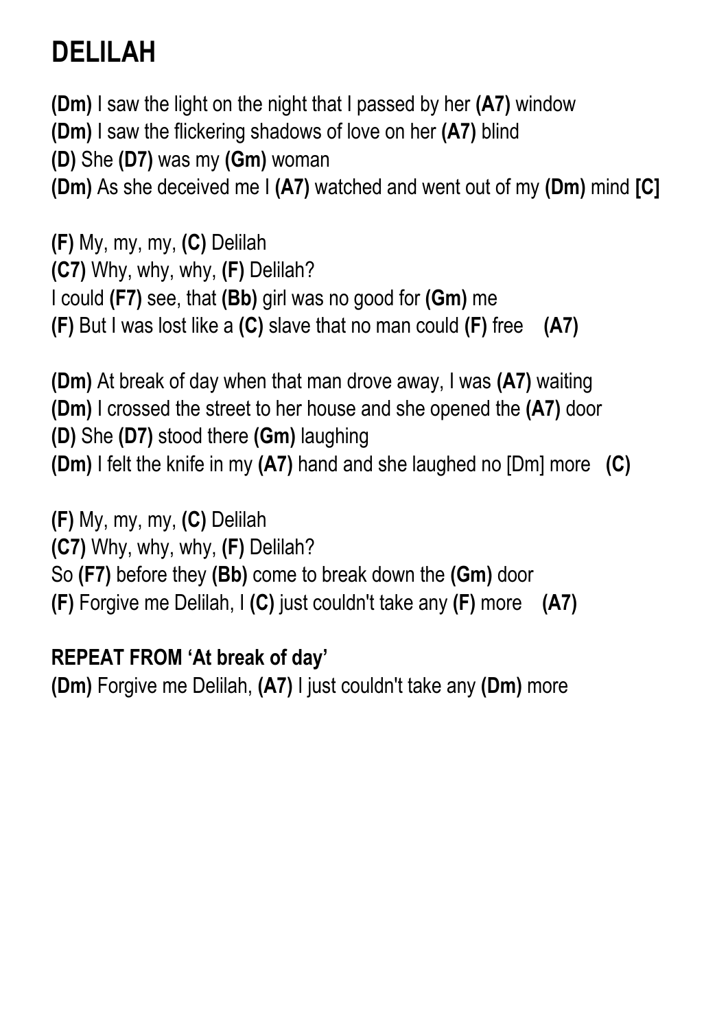# DELILAH

**(Dm)** I saw the light on the night that I passed by her **(A7)** window
**(Dm)** I saw the flickering shadows of love on her **(A7)** blind
**(D)** She **(D7)** was my **(Gm)** woman
**(Dm)** As she deceived me I **(A7)** watched and went out of my **(Dm)** mind **[C]**

**(F)** My, my, my, **(C)** Delilah
**(C7)** Why, why, why, **(F)** Delilah?
I could **(F7)** see, that **(Bb)** girl was no good for **(Gm)** me
**(F)** But I was lost like a **(C)** slave that no man could **(F)** free **(A7)**

**(Dm)** At break of day when that man drove away, I was **(A7)** waiting
**(Dm)** I crossed the street to her house and she opened the **(A7)** door
**(D)** She **(D7)** stood there **(Gm)** laughing
**(Dm)** I felt the knife in my **(A7)** hand and she laughed no [Dm] more **(C)**

**(F)** My, my, my, **(C)** Delilah
**(C7)** Why, why, why, **(F)** Delilah?
So **(F7)** before they **(Bb)** come to break down the **(Gm)** door
**(F)** Forgive me Delilah, I **(C)** just couldn't take any **(F)** more **(A7)**

**REPEAT FROM 'At break of day'**
**(Dm)** Forgive me Delilah, **(A7)** I just couldn't take any **(Dm)** more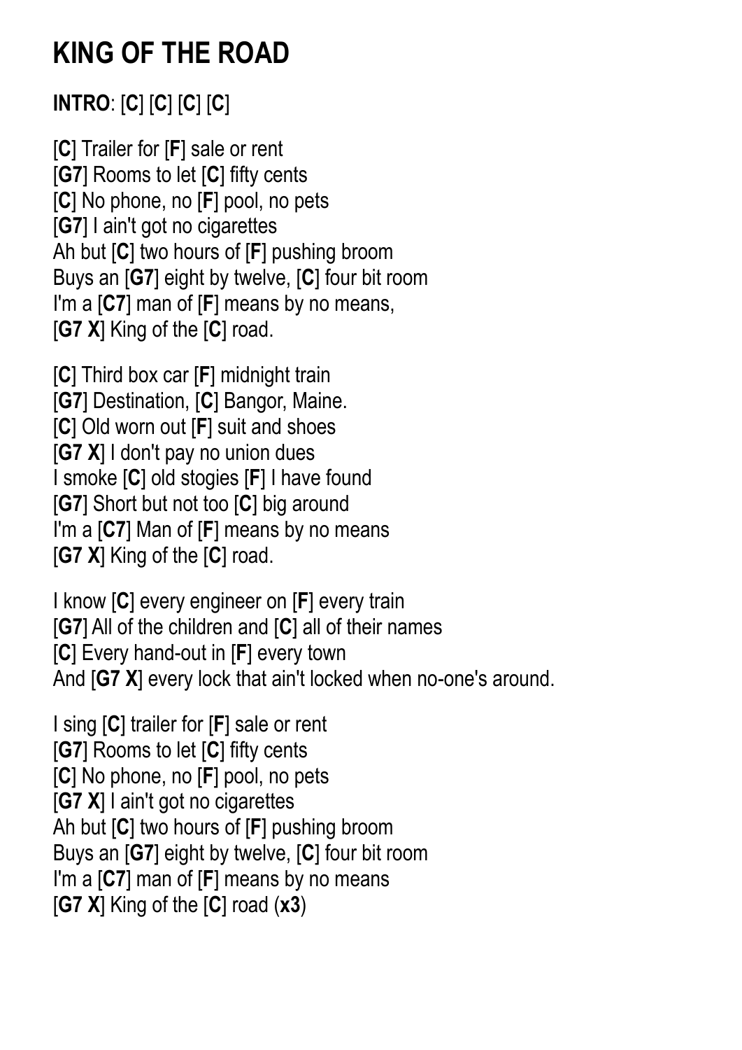# KING OF THE ROAD

**INTRO**: [**C**] [**C**] [**C**] [**C**]

[**C**] Trailer for [**F**] sale or rent
[**G7**] Rooms to let [**C**] fifty cents
[**C**] No phone, no [**F**] pool, no pets
[**G7**] I ain't got no cigarettes
Ah but [**C**] two hours of [**F**] pushing broom
Buys an [**G7**] eight by twelve, [**C**] four bit room
I'm a [**C7**] man of [**F**] means by no means,
[**G7 X**] King of the [**C**] road.

[**C**] Third box car [**F**] midnight train
[**G7**] Destination, [**C**] Bangor, Maine.
[**C**] Old worn out [**F**] suit and shoes
[**G7 X**] I don't pay no union dues
I smoke [**C**] old stogies [**F**] I have found
[**G7**] Short but not too [**C**] big around
I'm a [**C7**] Man of [**F**] means by no means
[**G7 X**] King of the [**C**] road.

I know [**C**] every engineer on [**F**] every train
[**G7**] All of the children and [**C**] all of their names
[**C**] Every hand-out in [**F**] every town
And [**G7 X**] every lock that ain't locked when no-one's around.

I sing [**C**] trailer for [**F**] sale or rent
[**G7**] Rooms to let [**C**] fifty cents
[**C**] No phone, no [**F**] pool, no pets
[**G7 X**] I ain't got no cigarettes
Ah but [**C**] two hours of [**F**] pushing broom
Buys an [**G7**] eight by twelve, [**C**] four bit room
I'm a [**C7**] man of [**F**] means by no means
[**G7 X**] King of the [**C**] road (**x3**)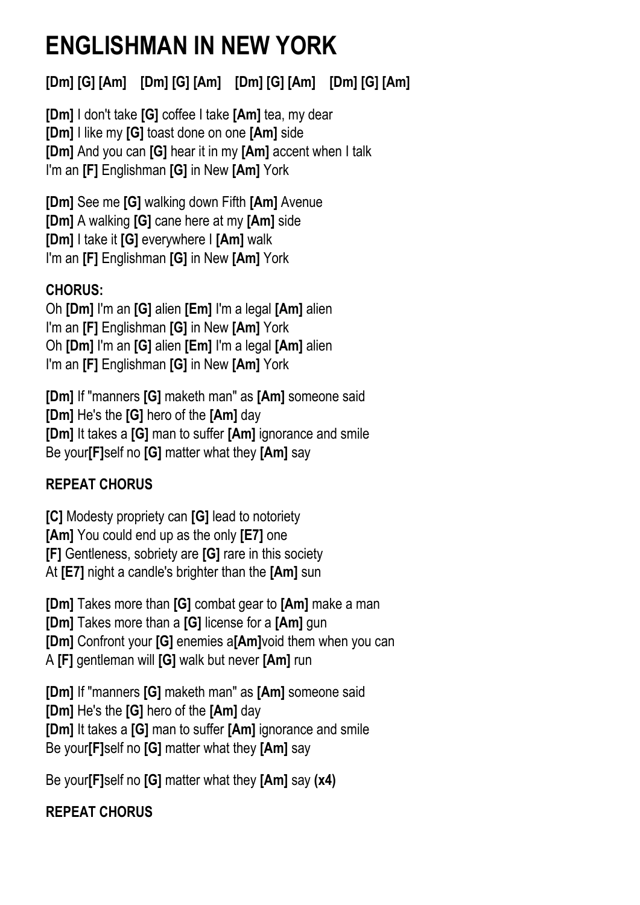# ENGLISHMAN IN NEW YORK

**[Dm] [G] [Am] [Dm] [G] [Am] [Dm] [G] [Am] [Dm] [G] [Am]**

**[Dm]** I don't take **[G]** coffee I take **[Am]** tea, my dear
**[Dm]** I like my **[G]** toast done on one **[Am]** side
**[Dm]** And you can **[G]** hear it in my **[Am]** accent when I talk
I'm an **[F]** Englishman **[G]** in New **[Am]** York

**[Dm]** See me **[G]** walking down Fifth **[Am]** Avenue
**[Dm]** A walking **[G]** cane here at my **[Am]** side
**[Dm]** I take it **[G]** everywhere I **[Am]** walk
I'm an **[F]** Englishman **[G]** in New **[Am]** York

**CHORUS:**
Oh **[Dm]** I'm an **[G]** alien **[Em]** I'm a legal **[Am]** alien
I'm an **[F]** Englishman **[G]** in New **[Am]** York
Oh **[Dm]** I'm an **[G]** alien **[Em]** I'm a legal **[Am]** alien
I'm an **[F]** Englishman **[G]** in New **[Am]** York

**[Dm]** If "manners **[G]** maketh man" as **[Am]** someone said
**[Dm]** He's the **[G]** hero of the **[Am]** day
**[Dm]** It takes a **[G]** man to suffer **[Am]** ignorance and smile
Be your**[F]**self no **[G]** matter what they **[Am]** say

**REPEAT CHORUS**

**[C]** Modesty propriety can **[G]** lead to notoriety
**[Am]** You could end up as the only **[E7]** one
**[F]** Gentleness, sobriety are **[G]** rare in this society
At **[E7]** night a candle's brighter than the **[Am]** sun

**[Dm]** Takes more than **[G]** combat gear to **[Am]** make a man
**[Dm]** Takes more than a **[G]** license for a **[Am]** gun
**[Dm]** Confront your **[G]** enemies a**[Am]**void them when you can
A **[F]** gentleman will **[G]** walk but never **[Am]** run

**[Dm]** If "manners **[G]** maketh man" as **[Am]** someone said
**[Dm]** He's the **[G]** hero of the **[Am]** day
**[Dm]** It takes a **[G]** man to suffer **[Am]** ignorance and smile
Be your**[F]**self no **[G]** matter what they **[Am]** say

Be your**[F]**self no **[G]** matter what they **[Am]** say **(x4)**

**REPEAT CHORUS**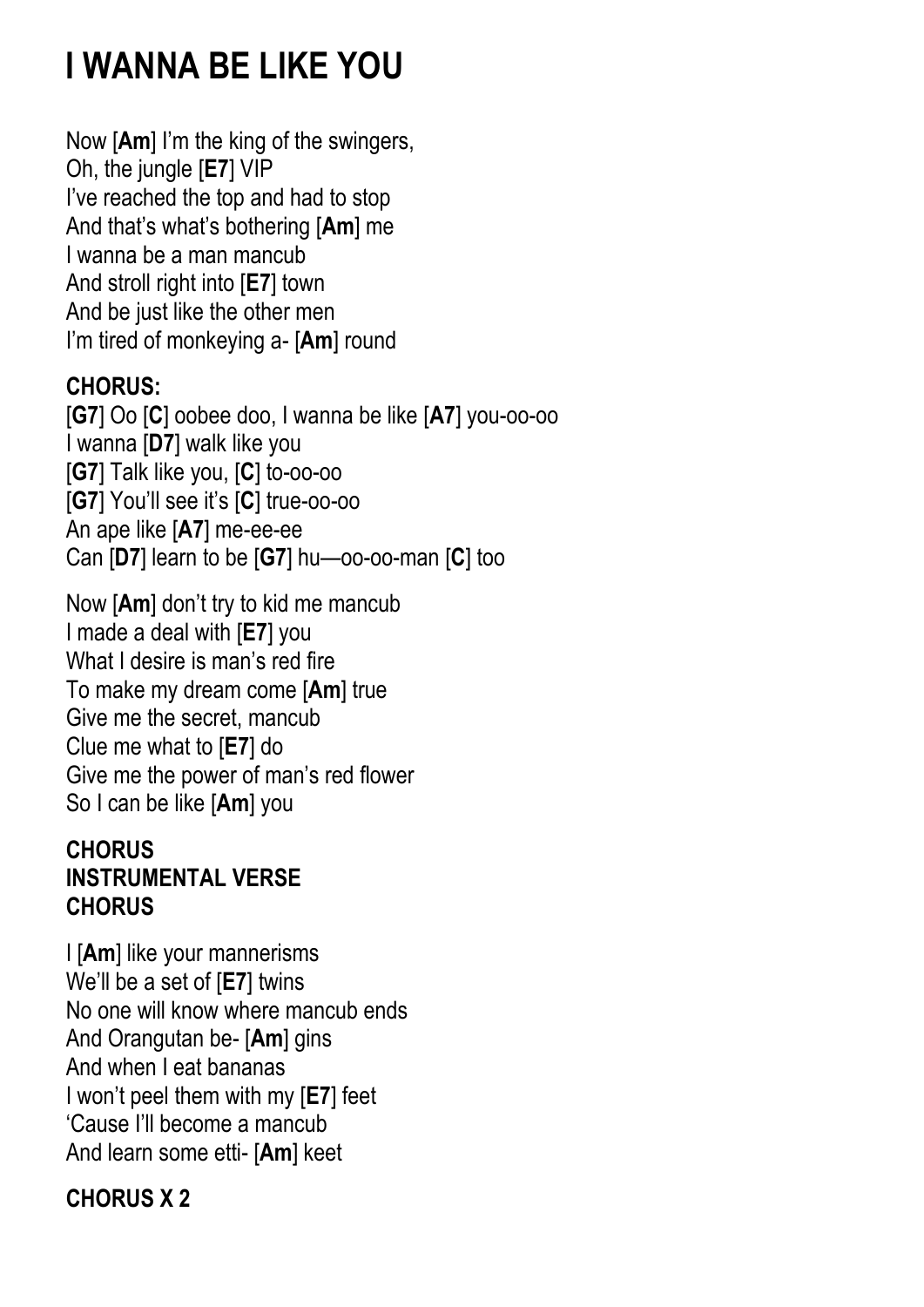# I WANNA BE LIKE YOU

Now [**Am**] I'm the king of the swingers,
Oh, the jungle [**E7**] VIP
I've reached the top and had to stop
And that's what's bothering [**Am**] me
I wanna be a man mancub
And stroll right into [**E7**] town
And be just like the other men
I'm tired of monkeying a- [**Am**] round

**CHORUS:**
[**G7**] Oo [**C**] oobee doo, I wanna be like [**A7**] you-oo-oo
I wanna [**D7**] walk like you
[**G7**] Talk like you, [**C**] to-oo-oo
[**G7**] You'll see it's [**C**] true-oo-oo
An ape like [**A7**] me-ee-ee
Can [**D7**] learn to be [**G7**] hu—oo-oo-man [**C**] too

Now [**Am**] don't try to kid me mancub
I made a deal with [**E7**] you
What I desire is man's red fire
To make my dream come [**Am**] true
Give me the secret, mancub
Clue me what to [**E7**] do
Give me the power of man's red flower
So I can be like [**Am**] you

**CHORUS**
**INSTRUMENTAL VERSE**
**CHORUS**

I [**Am**] like your mannerisms
We'll be a set of [**E7**] twins
No one will know where mancub ends
And Orangutan be- [**Am**] gins
And when I eat bananas
I won't peel them with my [**E7**] feet
'Cause I'll become a mancub
And learn some etti- [**Am**] keet

**CHORUS X 2**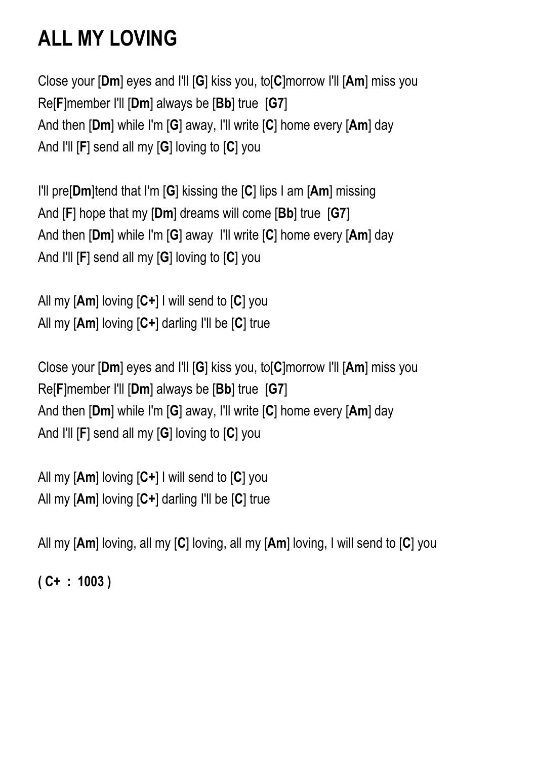# ALL MY LOVING

Close your [**Dm**] eyes and I'll [**G**] kiss you, to[**C**]morrow I'll [**Am**] miss you
Re[**F**]member I'll [**Dm**] always be [**Bb**] true [**G7**]
And then [**Dm**] while I'm [**G**] away, I'll write [**C**] home every [**Am**] day
And I'll [**F**] send all my [**G**] loving to [**C**] you

I'll pre[**Dm**]tend that I'm [**G**] kissing the [**C**] lips I am [**Am**] missing
And [**F**] hope that my [**Dm**] dreams will come [**Bb**] true [**G7**]
And then [**Dm**] while I'm [**G**] away I'll write [**C**] home every [**Am**] day
And I'll [**F**] send all my [**G**] loving to [**C**] you

All my [**Am**] loving [**C+**] I will send to [**C**] you
All my [**Am**] loving [**C+**] darling I'll be [**C**] true

Close your [**Dm**] eyes and I'll [**G**] kiss you, to[**C**]morrow I'll [**Am**] miss you
Re[**F**]member I'll [**Dm**] always be [**Bb**] true [**G7**]
And then [**Dm**] while I'm [**G**] away, I'll write [**C**] home every [**Am**] day
And I'll [**F**] send all my [**G**] loving to [**C**] you

All my [**Am**] loving [**C+**] I will send to [**C**] you
All my [**Am**] loving [**C+**] darling I'll be [**C**] true

All my [**Am**] loving, all my [**C**] loving, all my [**Am**] loving, I will send to [**C**] you

**( C+ : 1003 )**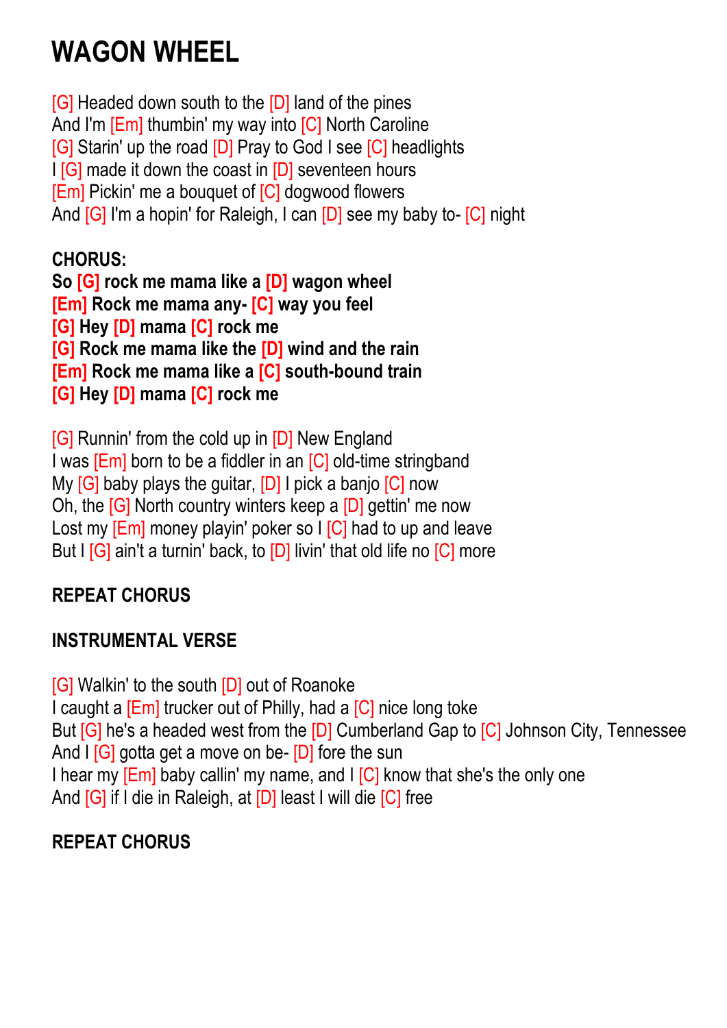# WAGON WHEEL

[G] Headed down south to the [D] land of the pines
And I'm [Em] thumbin' my way into [C] North Caroline
[G] Starin' up the road [D] Pray to God I see [C] headlights
I [G] made it down the coast in [D] seventeen hours
[Em] Pickin' me a bouquet of [C] dogwood flowers
And [G] I'm a hopin' for Raleigh, I can [D] see my baby to- [C] night

**CHORUS:**
**So [G] rock me mama like a [D] wagon wheel**
**[Em] Rock me mama any- [C] way you feel**
**[G] Hey [D] mama [C] rock me**
**[G] Rock me mama like the [D] wind and the rain**
**[Em] Rock me mama like a [C] south-bound train**
**[G] Hey [D] mama [C] rock me**

[G] Runnin' from the cold up in [D] New England
I was [Em] born to be a fiddler in an [C] old-time stringband
My [G] baby plays the guitar, [D] I pick a banjo [C] now
Oh, the [G] North country winters keep a [D] gettin' me now
Lost my [Em] money playin' poker so I [C] had to up and leave
But I [G] ain't a turnin' back, to [D] livin' that old life no [C] more

**REPEAT CHORUS**

**INSTRUMENTAL VERSE**

[G] Walkin' to the south [D] out of Roanoke
I caught a [Em] trucker out of Philly, had a [C] nice long toke
But [G] he's a headed west from the [D] Cumberland Gap to [C] Johnson City, Tennessee
And I [G] gotta get a move on be- [D] fore the sun
I hear my [Em] baby callin' my name, and I [C] know that she's the only one
And [G] if I die in Raleigh, at [D] least I will die [C] free

**REPEAT CHORUS**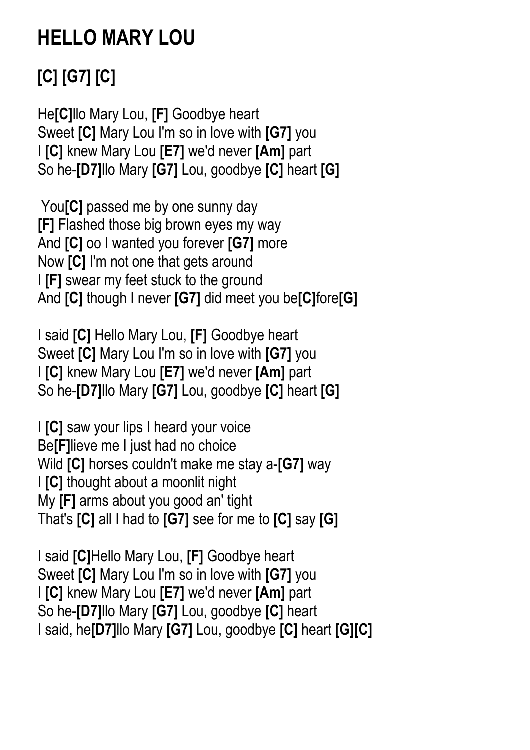# HELLO MARY LOU

## [C] [G7] [C]

He**[C]**llo Mary Lou, **[F]** Goodbye heart
Sweet **[C]** Mary Lou I'm so in love with **[G7]** you
I **[C]** knew Mary Lou **[E7]** we'd never **[Am]** part
So he-**[D7]**llo Mary **[G7]** Lou, goodbye **[C]** heart **[G]**

You**[C]** passed me by one sunny day
**[F]** Flashed those big brown eyes my way
And **[C]** oo I wanted you forever **[G7]** more
Now **[C]** I'm not one that gets around
I **[F]** swear my feet stuck to the ground
And **[C]** though I never **[G7]** did meet you be**[C]**fore**[G]**

I said **[C]** Hello Mary Lou, **[F]** Goodbye heart
Sweet **[C]** Mary Lou I'm so in love with **[G7]** you
I **[C]** knew Mary Lou **[E7]** we'd never **[Am]** part
So he-**[D7]**llo Mary **[G7]** Lou, goodbye **[C]** heart **[G]**

I **[C]** saw your lips I heard your voice
Be**[F]**lieve me I just had no choice
Wild **[C]** horses couldn't make me stay a-**[G7]** way
I **[C]** thought about a moonlit night
My **[F]** arms about you good an' tight
That's **[C]** all I had to **[G7]** see for me to **[C]** say **[G]**

I said **[C]**Hello Mary Lou, **[F]** Goodbye heart
Sweet **[C]** Mary Lou I'm so in love with **[G7]** you
I **[C]** knew Mary Lou **[E7]** we'd never **[Am]** part
So he-**[D7]**llo Mary **[G7]** Lou, goodbye **[C]** heart
I said, he**[D7]**llo Mary **[G7]** Lou, goodbye **[C]** heart **[G][C]**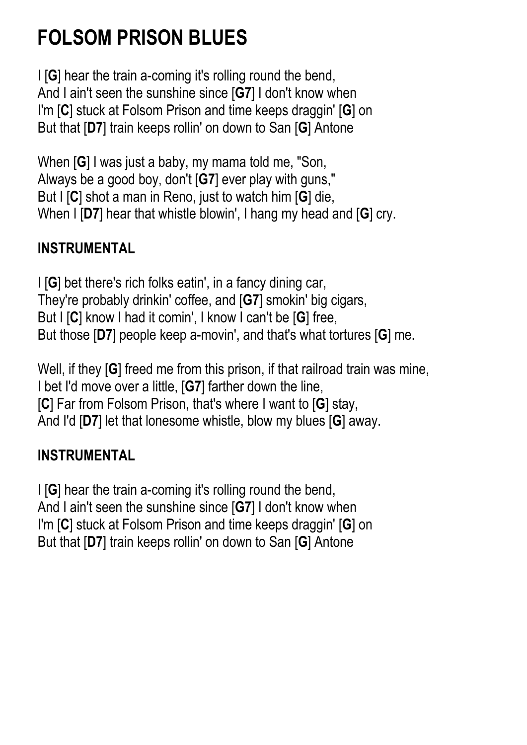# FOLSOM PRISON BLUES

I [**G**] hear the train a-coming it's rolling round the bend,
And I ain't seen the sunshine since [**G7**] I don't know when
I'm [**C**] stuck at Folsom Prison and time keeps draggin' [**G**] on
But that [**D7**] train keeps rollin' on down to San [**G**] Antone

When [**G**] I was just a baby, my mama told me, "Son,
Always be a good boy, don't [**G7**] ever play with guns,"
But I [**C**] shot a man in Reno, just to watch him [**G**] die,
When I [**D7**] hear that whistle blowin', I hang my head and [**G**] cry.

**INSTRUMENTAL**

I [**G**] bet there's rich folks eatin', in a fancy dining car,
They're probably drinkin' coffee, and [**G7**] smokin' big cigars,
But I [**C**] know I had it comin', I know I can't be [**G**] free,
But those [**D7**] people keep a-movin', and that's what tortures [**G**] me.

Well, if they [**G**] freed me from this prison, if that railroad train was mine,
I bet I'd move over a little, [**G7**] farther down the line,
[**C**] Far from Folsom Prison, that's where I want to [**G**] stay,
And I'd [**D7**] let that lonesome whistle, blow my blues [**G**] away.

**INSTRUMENTAL**

I [**G**] hear the train a-coming it's rolling round the bend,
And I ain't seen the sunshine since [**G7**] I don't know when
I'm [**C**] stuck at Folsom Prison and time keeps draggin' [**G**] on
But that [**D7**] train keeps rollin' on down to San [**G**] Antone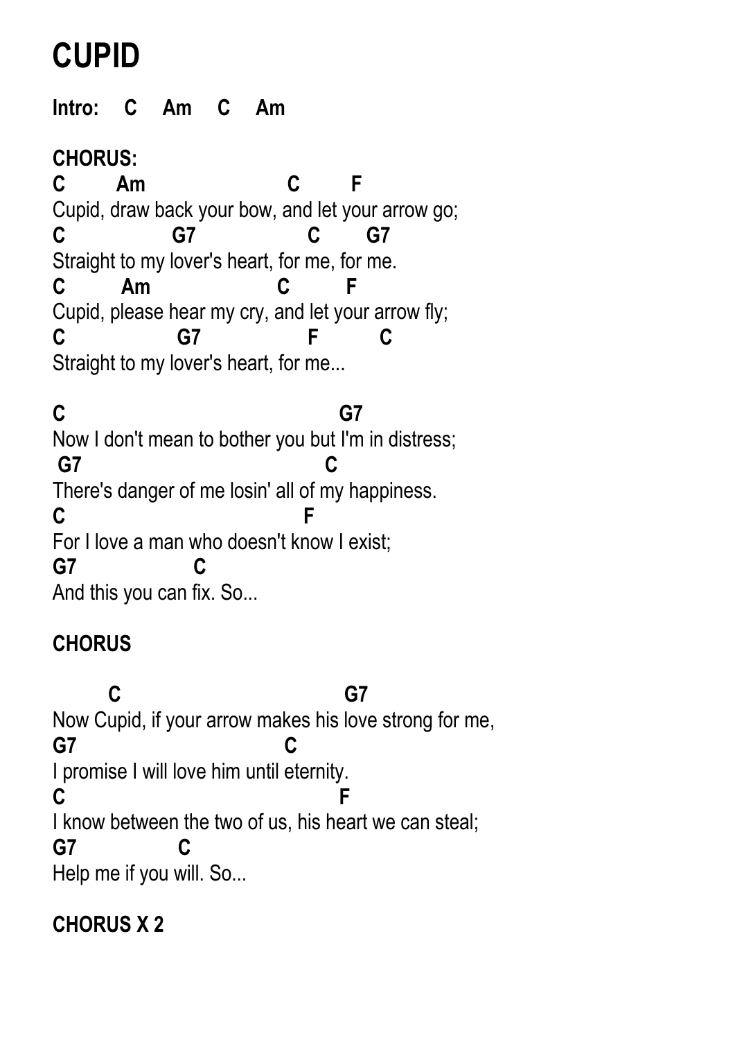# CUPID

**Intro: C Am C Am**

**CHORUS:**

```
C        Am                        C        F
Cupid, draw back your bow, and let your arrow go;
C                G7                C        G7
Straight to my lover's heart, for me, for me.
C         Am                    C         F
Cupid, please hear my cry, and let your arrow fly;
C                 G7                 F          C
Straight to my lover's heart, for me...

C                                         G7
Now I don't mean to bother you but I'm in distress;
 G7                                     C
There's danger of me losin' all of my happiness.
C                                   F
For I love a man who doesn't know I exist;
G7                C
And this you can fix. So...
```

**CHORUS**

```
         C                                  G7
Now Cupid, if your arrow makes his love strong for me,
G7                               C
I promise I will love him until eternity.
C                                        F
I know between the two of us, his heart we can steal;
G7               C
Help me if you will. So...
```

**CHORUS X 2**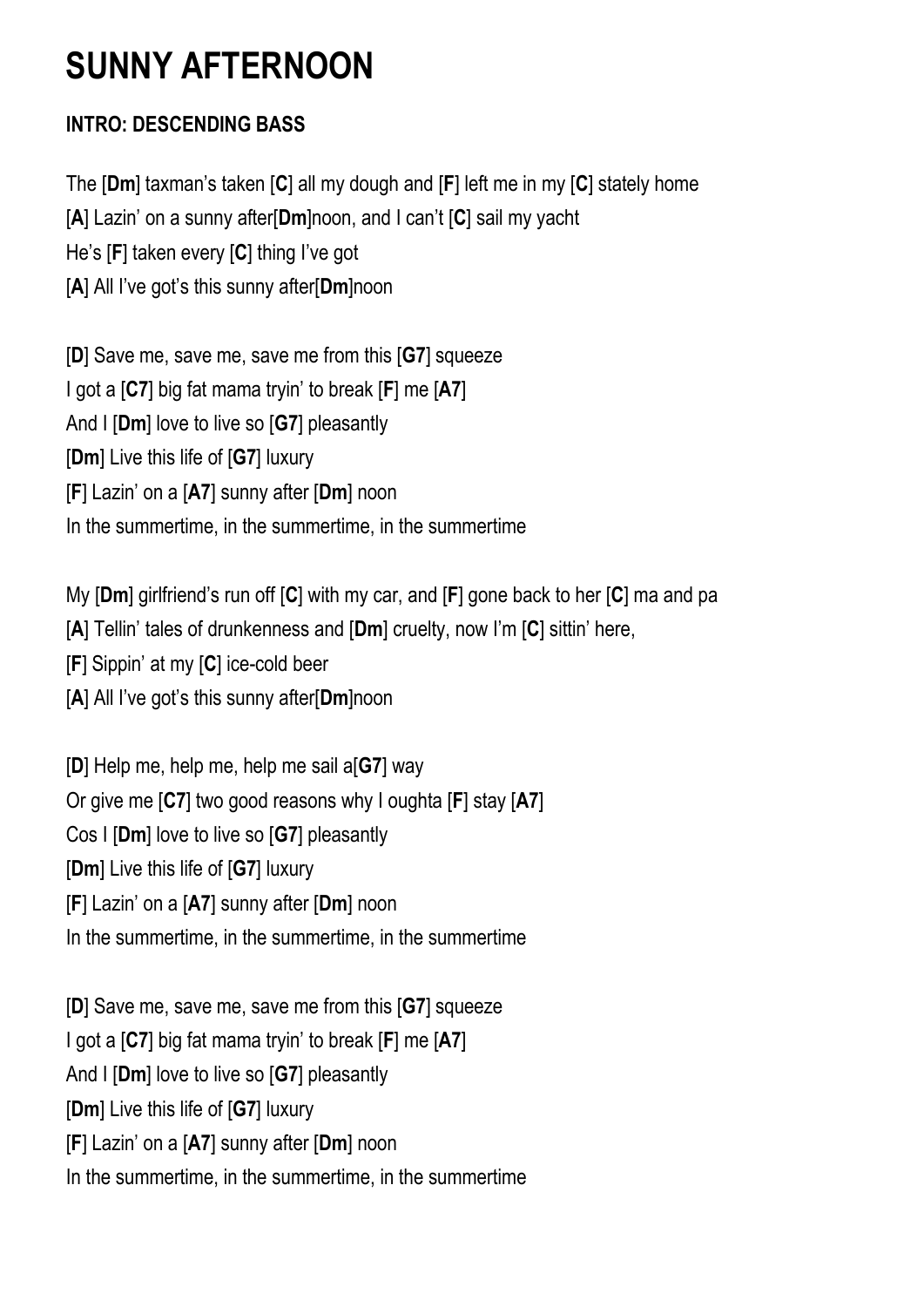# SUNNY AFTERNOON

**INTRO: DESCENDING BASS**

The [**Dm**] taxman's taken [**C**] all my dough and [**F**] left me in my [**C**] stately home
[**A**] Lazin' on a sunny after[**Dm**]noon, and I can't [**C**] sail my yacht
He's [**F**] taken every [**C**] thing I've got
[**A**] All I've got's this sunny after[**Dm**]noon

[**D**] Save me, save me, save me from this [**G7**] squeeze
I got a [**C7**] big fat mama tryin' to break [**F**] me [**A7**]
And I [**Dm**] love to live so [**G7**] pleasantly
[**Dm**] Live this life of [**G7**] luxury
[**F**] Lazin' on a [**A7**] sunny after [**Dm**] noon
In the summertime, in the summertime, in the summertime

My [**Dm**] girlfriend's run off [**C**] with my car, and [**F**] gone back to her [**C**] ma and pa
[**A**] Tellin' tales of drunkenness and [**Dm**] cruelty, now I'm [**C**] sittin' here,
[**F**] Sippin' at my [**C**] ice-cold beer
[**A**] All I've got's this sunny after[**Dm**]noon

[**D**] Help me, help me, help me sail a[**G7**] way
Or give me [**C7**] two good reasons why I oughta [**F**] stay [**A7**]
Cos I [**Dm**] love to live so [**G7**] pleasantly
[**Dm**] Live this life of [**G7**] luxury
[**F**] Lazin' on a [**A7**] sunny after [**Dm**] noon
In the summertime, in the summertime, in the summertime

[**D**] Save me, save me, save me from this [**G7**] squeeze
I got a [**C7**] big fat mama tryin' to break [**F**] me [**A7**]
And I [**Dm**] love to live so [**G7**] pleasantly
[**Dm**] Live this life of [**G7**] luxury
[**F**] Lazin' on a [**A7**] sunny after [**Dm**] noon
In the summertime, in the summertime, in the summertime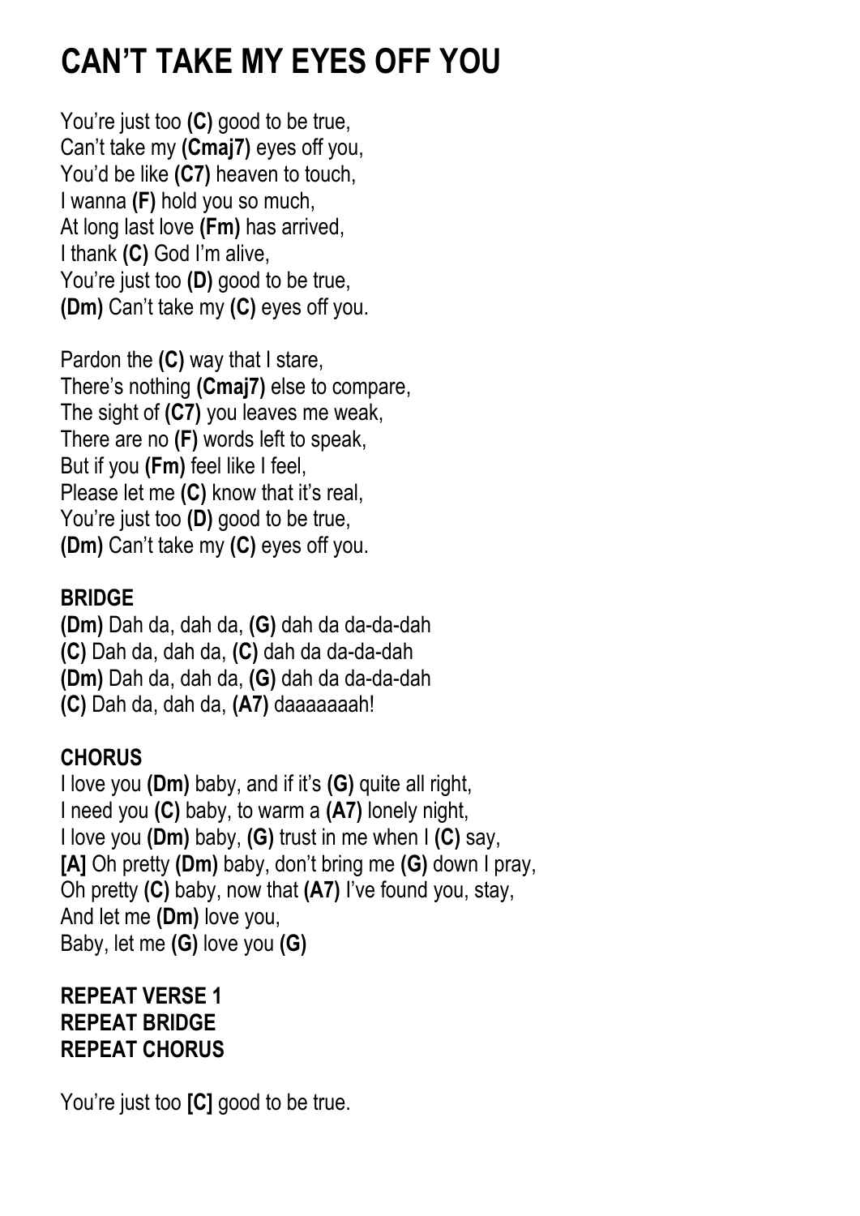# CAN'T TAKE MY EYES OFF YOU

You're just too **(C)** good to be true,
Can't take my **(Cmaj7)** eyes off you,
You'd be like **(C7)** heaven to touch,
I wanna **(F)** hold you so much,
At long last love **(Fm)** has arrived,
I thank **(C)** God I'm alive,
You're just too **(D)** good to be true,
**(Dm)** Can't take my **(C)** eyes off you.

Pardon the **(C)** way that I stare,
There's nothing **(Cmaj7)** else to compare,
The sight of **(C7)** you leaves me weak,
There are no **(F)** words left to speak,
But if you **(Fm)** feel like I feel,
Please let me **(C)** know that it's real,
You're just too **(D)** good to be true,
**(Dm)** Can't take my **(C)** eyes off you.

**BRIDGE**
**(Dm)** Dah da, dah da, **(G)** dah da da-da-dah
**(C)** Dah da, dah da, **(C)** dah da da-da-dah
**(Dm)** Dah da, dah da, **(G)** dah da da-da-dah
**(C)** Dah da, dah da, **(A7)** daaaaaaah!

**CHORUS**
I love you **(Dm)** baby, and if it's **(G)** quite all right,
I need you **(C)** baby, to warm a **(A7)** lonely night,
I love you **(Dm)** baby, **(G)** trust in me when I **(C)** say,
**[A]** Oh pretty **(Dm)** baby, don't bring me **(G)** down I pray,
Oh pretty **(C)** baby, now that **(A7)** I've found you, stay,
And let me **(Dm)** love you,
Baby, let me **(G)** love you **(G)**

**REPEAT VERSE 1**
**REPEAT BRIDGE**
**REPEAT CHORUS**

You're just too **[C]** good to be true.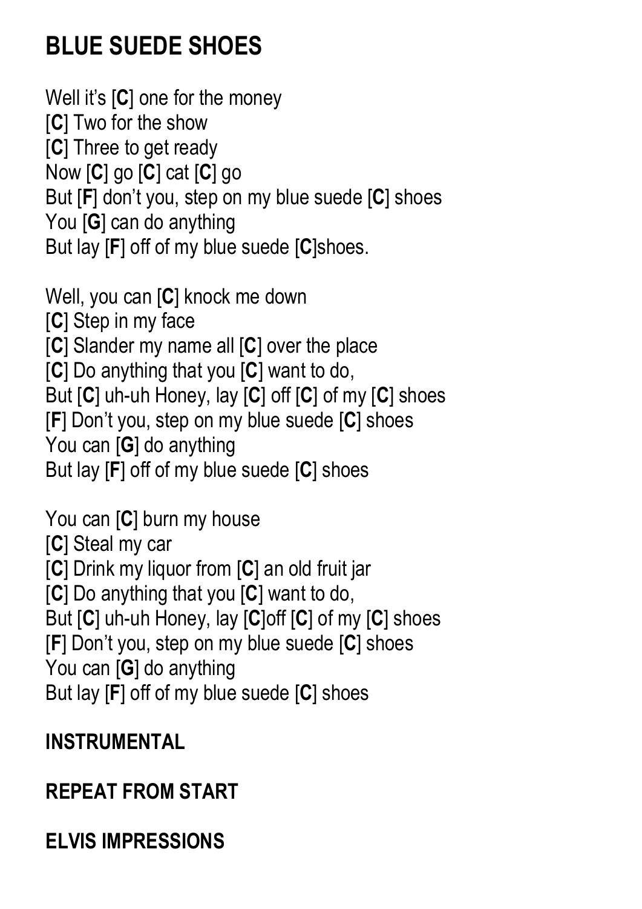# BLUE SUEDE SHOES

Well it's [**C**] one for the money
[**C**] Two for the show
[**C**] Three to get ready
Now [**C**] go [**C**] cat [**C**] go
But [**F**] don't you, step on my blue suede [**C**] shoes
You [**G**] can do anything
But lay [**F**] off of my blue suede [**C**]shoes.

Well, you can [**C**] knock me down
[**C**] Step in my face
[**C**] Slander my name all [**C**] over the place
[**C**] Do anything that you [**C**] want to do,
But [**C**] uh-uh Honey, lay [**C**] off [**C**] of my [**C**] shoes
[**F**] Don't you, step on my blue suede [**C**] shoes
You can [**G**] do anything
But lay [**F**] off of my blue suede [**C**] shoes

You can [**C**] burn my house
[**C**] Steal my car
[**C**] Drink my liquor from [**C**] an old fruit jar
[**C**] Do anything that you [**C**] want to do,
But [**C**] uh-uh Honey, lay [**C**]off [**C**] of my [**C**] shoes
[**F**] Don't you, step on my blue suede [**C**] shoes
You can [**G**] do anything
But lay [**F**] off of my blue suede [**C**] shoes

**INSTRUMENTAL**

**REPEAT FROM START**

**ELVIS IMPRESSIONS**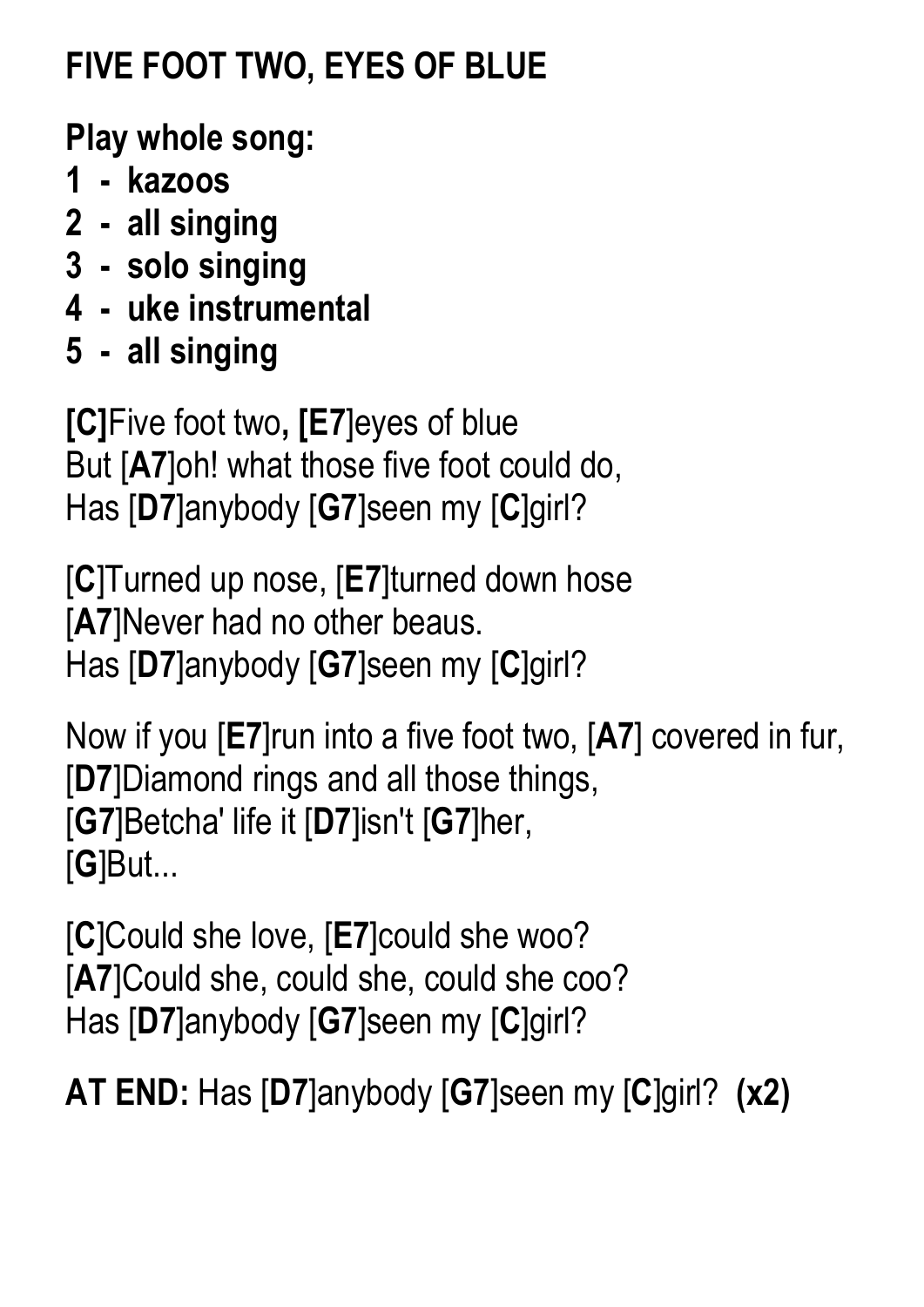# FIVE FOOT TWO, EYES OF BLUE

**Play whole song:**

**1 - kazoos**
**2 - all singing**
**3 - solo singing**
**4 - uke instrumental**
**5 - all singing**

**[C]**Five foot two**, [E7]**eyes of blue
But [**A7**]oh! what those five foot could do,
Has [**D7**]anybody [**G7**]seen my [**C**]girl?

[**C**]Turned up nose, [**E7**]turned down hose
[**A7**]Never had no other beaus.
Has [**D7**]anybody [**G7**]seen my [**C**]girl?

Now if you [**E7**]run into a five foot two, [**A7**] covered in fur,
[**D7**]Diamond rings and all those things,
[**G7**]Betcha' life it [**D7**]isn't [**G7**]her,
[**G**]But...

[**C**]Could she love, [**E7**]could she woo?
[**A7**]Could she, could she, could she coo?
Has [**D7**]anybody [**G7**]seen my [**C**]girl?

**AT END:** Has [**D7**]anybody [**G7**]seen my [**C**]girl? **(x2)**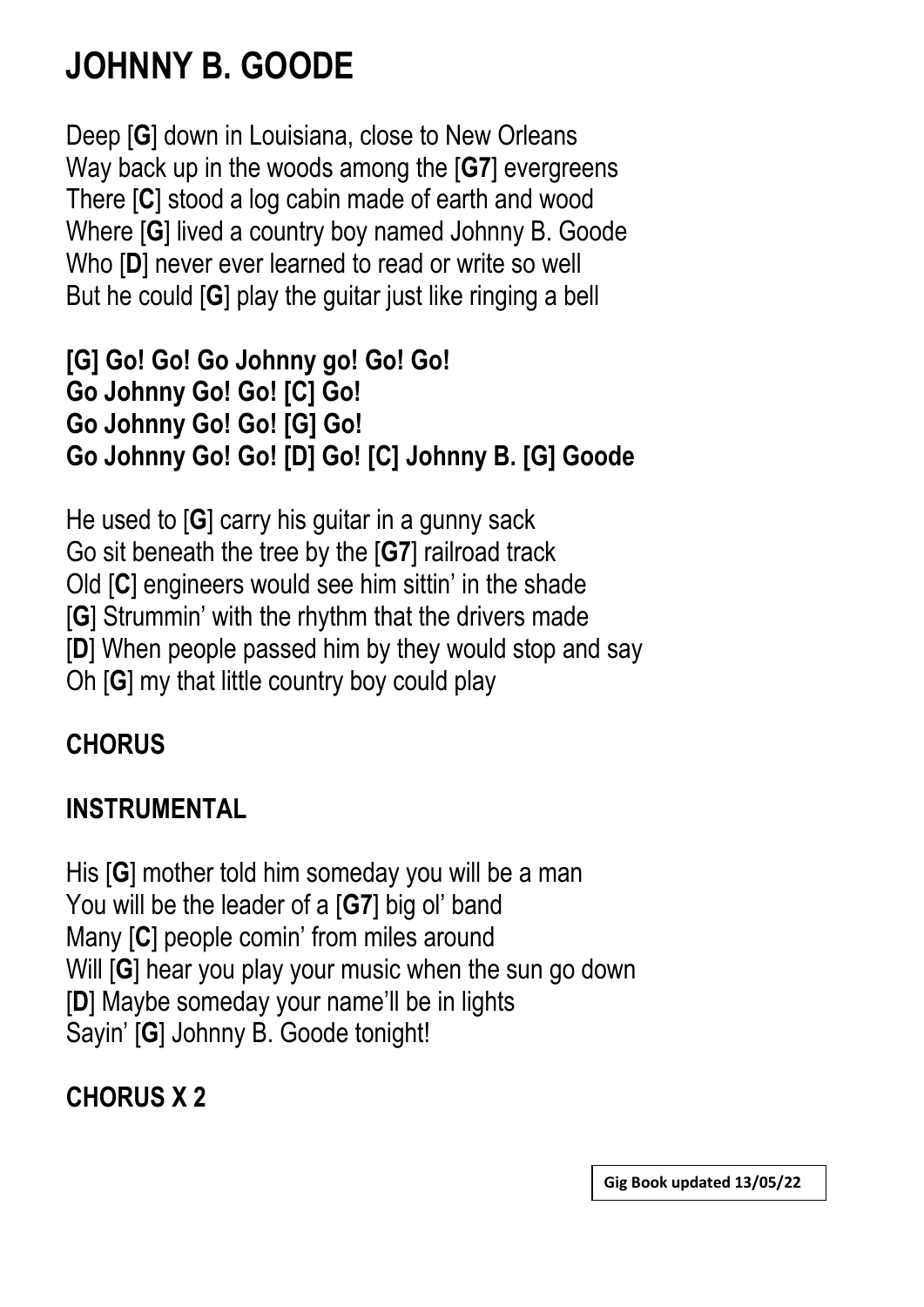# JOHNNY B. GOODE

Deep [**G**] down in Louisiana, close to New Orleans
Way back up in the woods among the [**G7**] evergreens
There [**C**] stood a log cabin made of earth and wood
Where [**G**] lived a country boy named Johnny B. Goode
Who [**D**] never ever learned to read or write so well
But he could [**G**] play the guitar just like ringing a bell

**[G] Go! Go! Go Johnny go! Go! Go!**
**Go Johnny Go! Go! [C] Go!**
**Go Johnny Go! Go! [G] Go!**
**Go Johnny Go! Go! [D] Go! [C] Johnny B. [G] Goode**

He used to [**G**] carry his guitar in a gunny sack
Go sit beneath the tree by the [**G7**] railroad track
Old [**C**] engineers would see him sittin' in the shade
[**G**] Strummin' with the rhythm that the drivers made
[**D**] When people passed him by they would stop and say
Oh [**G**] my that little country boy could play

**CHORUS**

**INSTRUMENTAL**

His [**G**] mother told him someday you will be a man
You will be the leader of a [**G7**] big ol' band
Many [**C**] people comin' from miles around
Will [**G**] hear you play your music when the sun go down
[**D**] Maybe someday your name'll be in lights
Sayin' [**G**] Johnny B. Goode tonight!

**CHORUS X 2**

**Gig Book updated 13/05/22**